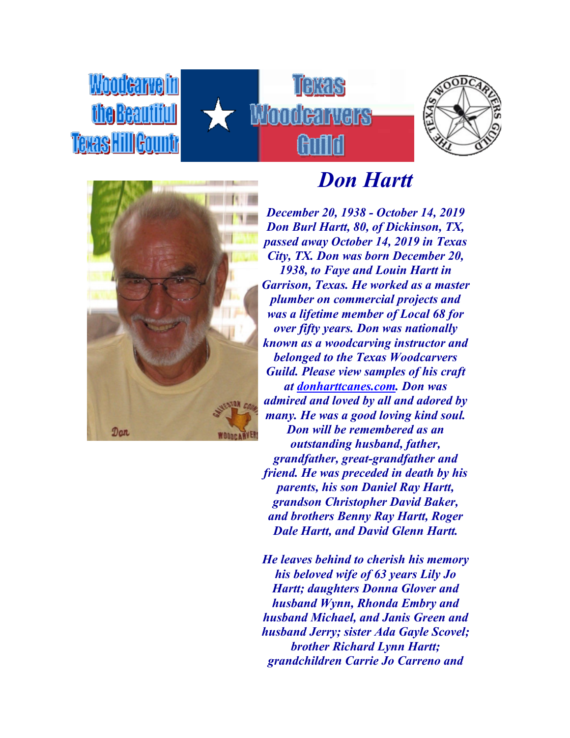Woodcarve in the Beautiful Texas Hill Country

Texas Woodcarvers Guild

# *Don Hartt*

***December 20, 1938 - October 14, 2019 Don Burl Hartt, 80, of Dickinson, TX, passed away October 14, 2019 in Texas City, TX. Don was born December 20, 1938, to Faye and Louin Hartt in Garrison, Texas. He worked as a master plumber on commercial projects and was a lifetime member of Local 68 for over fifty years. Don was nationally known as a woodcarving instructor and belonged to the Texas Woodcarvers Guild. Please view samples of his craft at donharttcanes.com. Don was admired and loved by all and adored by many. He was a good loving kind soul. Don will be remembered as an outstanding husband, father, grandfather, great-grandfather and friend. He was preceded in death by his parents, his son Daniel Ray Hartt, grandson Christopher David Baker, and brothers Benny Ray Hartt, Roger Dale Hartt, and David Glenn Hartt.***

***He leaves behind to cherish his memory his beloved wife of 63 years Lily Jo Hartt; daughters Donna Glover and husband Wynn, Rhonda Embry and husband Michael, and Janis Green and husband Jerry; sister Ada Gayle Scovel; brother Richard Lynn Hartt; grandchildren Carrie Jo Carreno and***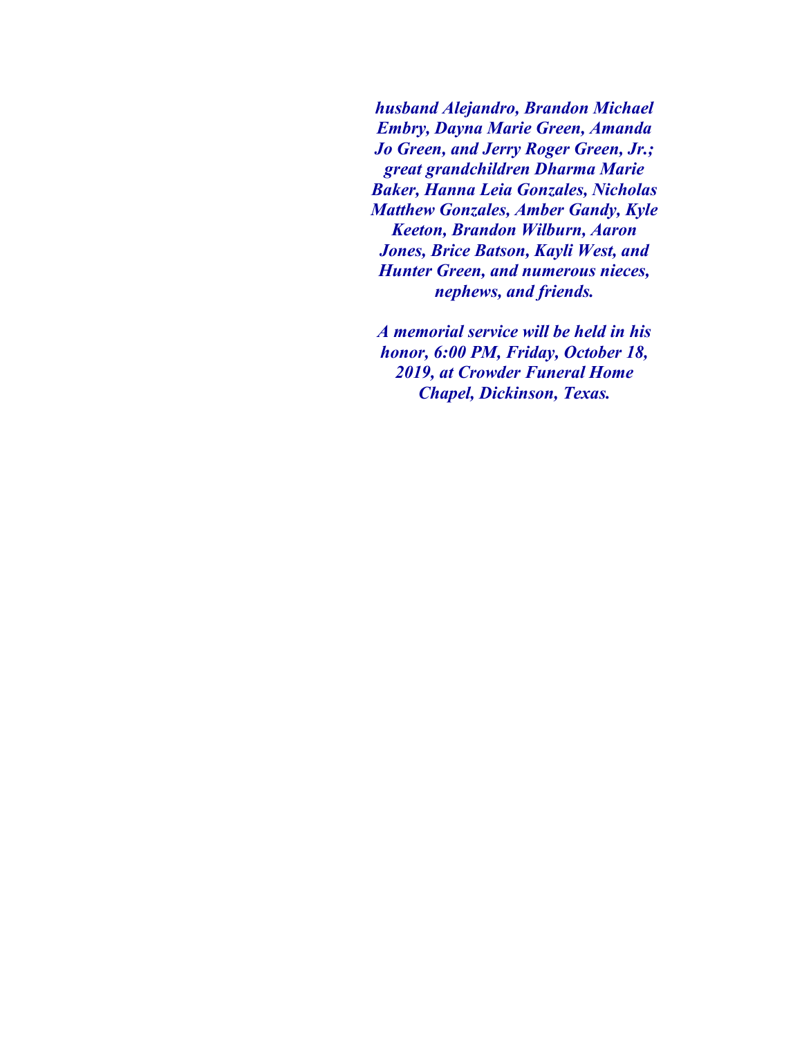*husband Alejandro, Brandon Michael Embry, Dayna Marie Green, Amanda Jo Green, and Jerry Roger Green, Jr.; great grandchildren Dharma Marie Baker, Hanna Leia Gonzales, Nicholas Matthew Gonzales, Amber Gandy, Kyle Keeton, Brandon Wilburn, Aaron Jones, Brice Batson, Kayli West, and Hunter Green, and numerous nieces, nephews, and friends.*

*A memorial service will be held in his honor, 6:00 PM, Friday, October 18, 2019, at Crowder Funeral Home Chapel, Dickinson, Texas.*